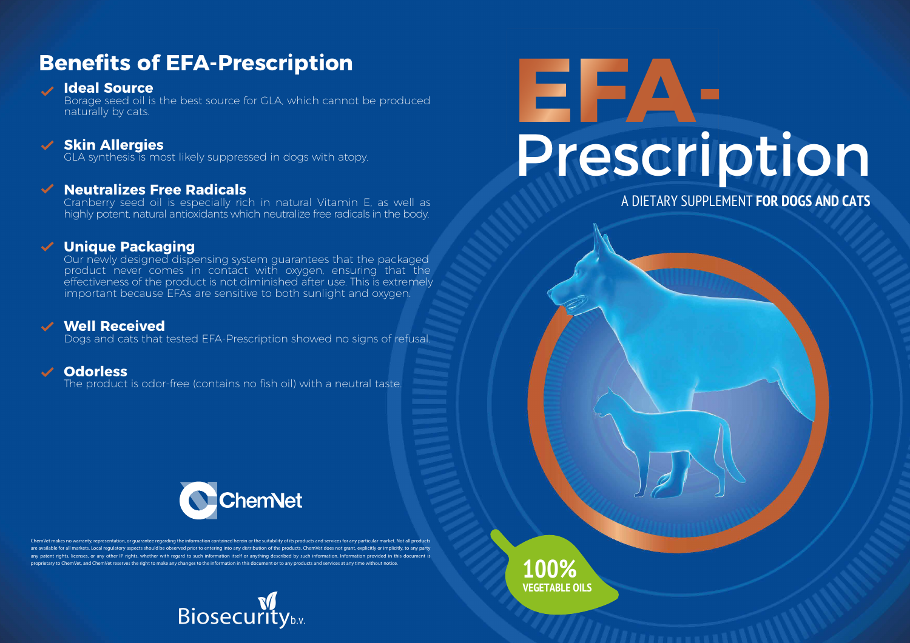# EFA-Prescription

A DIETARY SUPPLEMENT **FOR DOGS AND CATS**

**100% VEGETABLE OILS**

## Benefits of EFA-Prescription

- **Ideal Source**
  Borage seed oil is the best source for GLA, which cannot be produced naturally by cats.

- **Skin Allergies**
  GLA synthesis is most likely suppressed in dogs with atopy.

- **Neutralizes Free Radicals**
  Cranberry seed oil is especially rich in natural Vitamin E, as well as highly potent, natural antioxidants which neutralize free radicals in the body.

- **Unique Packaging**
  Our newly designed dispensing system guarantees that the packaged product never comes in contact with oxygen, ensuring that the effectiveness of the product is not diminished after use. This is extremely important because EFAs are sensitive to both sunlight and oxygen.

- **Well Received**
  Dogs and cats that tested EFA-Prescription showed no signs of refusal.

- **Odorless**
  The product is odor-free (contains no fish oil) with a neutral taste.

ChemVet

ChemVet makes no warranty, representation, or guarantee regarding the information contained herein or the suitability of its products and services for any particular market. Not all products are available for all markets. Local regulatory aspects should be observed prior to entering into any distribution of the products. ChemVet does not grant, explicitly or implicitly, to any party any patent rights, licenses, or any other IP rights, whether with regard to such information itself or anything described by such information. Information provided in this document is proprietary to ChemVet, and ChemVet reserves the right to make any changes to the information in this document or to any products and services at any time without notice.

Biosecurity b.v.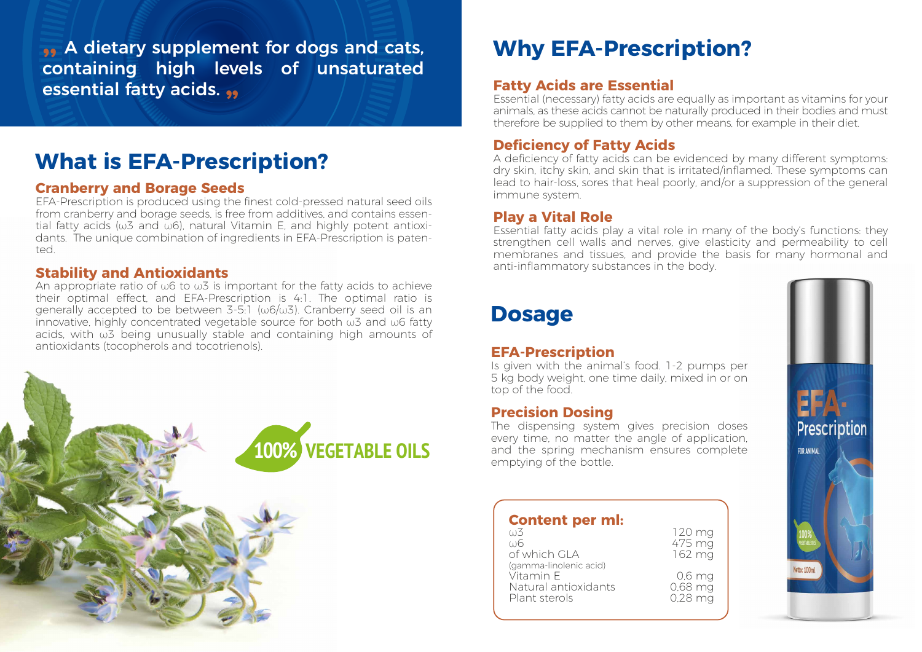"A dietary supplement for dogs and cats, containing high levels of unsaturated essential fatty acids."

# What is EFA-Prescription?

## Cranberry and Borage Seeds

EFA-Prescription is produced using the finest cold-pressed natural seed oils from cranberry and borage seeds, is free from additives, and contains essential fatty acids (ω3 and ω6), natural Vitamin E, and highly potent antioxidants. The unique combination of ingredients in EFA-Prescription is patented.

## Stability and Antioxidants

An appropriate ratio of ω6 to ω3 is important for the fatty acids to achieve their optimal effect, and EFA-Prescription is 4:1. The optimal ratio is generally accepted to be between 3-5:1 (ω6/ω3). Cranberry seed oil is an innovative, highly concentrated vegetable source for both ω3 and ω6 fatty acids, with ω3 being unusually stable and containing high amounts of antioxidants (tocopherols and tocotrienols).

100% VEGETABLE OILS

# Why EFA-Prescription?

## Fatty Acids are Essential

Essential (necessary) fatty acids are equally as important as vitamins for your animals, as these acids cannot be naturally produced in their bodies and must therefore be supplied to them by other means, for example in their diet.

## Deficiency of Fatty Acids

A deficiency of fatty acids can be evidenced by many different symptoms: dry skin, itchy skin, and skin that is irritated/inflamed. These symptoms can lead to hair-loss, sores that heal poorly, and/or a suppression of the general immune system.

## Play a Vital Role

Essential fatty acids play a vital role in many of the body's functions: they strengthen cell walls and nerves, give elasticity and permeability to cell membranes and tissues, and provide the basis for many hormonal and anti-inflammatory substances in the body.

# Dosage

## EFA-Prescription

Is given with the animal's food. 1-2 pumps per 5 kg body weight, one time daily, mixed in or on top of the food.

## Precision Dosing

The dispensing system gives precision doses every time, no matter the angle of application, and the spring mechanism ensures complete emptying of the bottle.

**Content per ml:**

| | |
|---|---|
| ω3 | 120 mg |
| ω6 | 475 mg |
| of which GLA (gamma-linolenic acid) | 162 mg |
| Vitamin E | 0,6 mg |
| Natural antioxidants | 0,68 mg |
| Plant sterols | 0,28 mg |